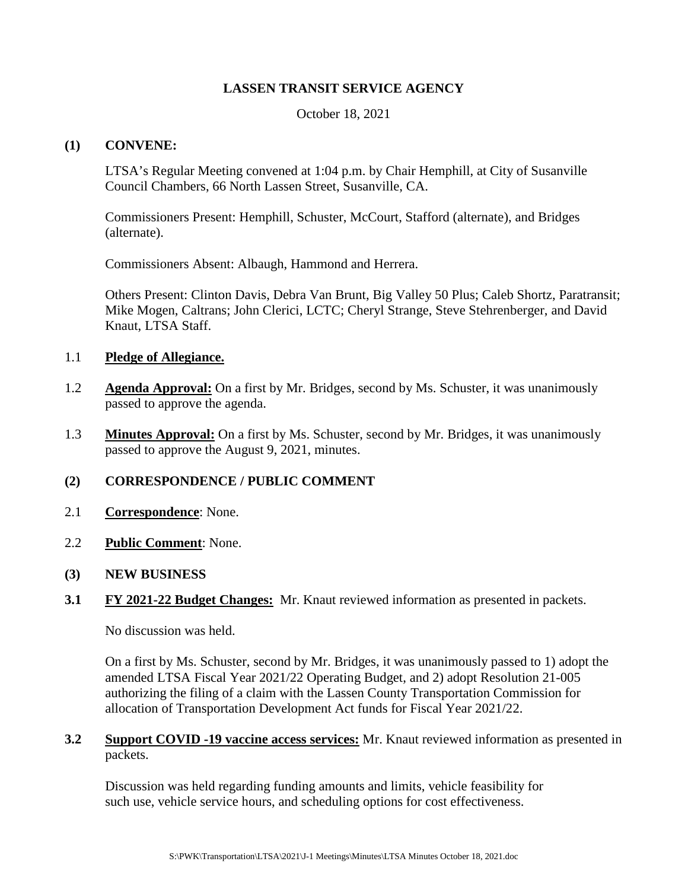# LASSEN TRANSIT SERVICE AGENCY

October 18, 2021

## (1) CONVENE:

LTSA's Regular Meeting convened at 1:04 p.m. by Chair Hemphill, at City of Susanville Council Chambers, 66 North Lassen Street, Susanville, CA.

Commissioners Present: Hemphill, Schuster, McCourt, Stafford (alternate), and Bridges (alternate).

Commissioners Absent: Albaugh, Hammond and Herrera.

Others Present: Clinton Davis, Debra Van Brunt, Big Valley 50 Plus; Caleb Shortz, Paratransit; Mike Mogen, Caltrans; John Clerici, LCTC; Cheryl Strange, Steve Stehrenberger, and David Knaut, LTSA Staff.

1.1 **Pledge of Allegiance.**

1.2 **Agenda Approval:** On a first by Mr. Bridges, second by Ms. Schuster, it was unanimously passed to approve the agenda.

1.3 **Minutes Approval:** On a first by Ms. Schuster, second by Mr. Bridges, it was unanimously passed to approve the August 9, 2021, minutes.

## (2) CORRESPONDENCE / PUBLIC COMMENT

2.1 **Correspondence**: None.

2.2 **Public Comment**: None.

## (3) NEW BUSINESS

**3.1 FY 2021-22 Budget Changes:** Mr. Knaut reviewed information as presented in packets.

No discussion was held.

On a first by Ms. Schuster, second by Mr. Bridges, it was unanimously passed to 1) adopt the amended LTSA Fiscal Year 2021/22 Operating Budget, and 2) adopt Resolution 21-005 authorizing the filing of a claim with the Lassen County Transportation Commission for allocation of Transportation Development Act funds for Fiscal Year 2021/22.

**3.2 Support COVID -19 vaccine access services:** Mr. Knaut reviewed information as presented in packets.

Discussion was held regarding funding amounts and limits, vehicle feasibility for such use, vehicle service hours, and scheduling options for cost effectiveness.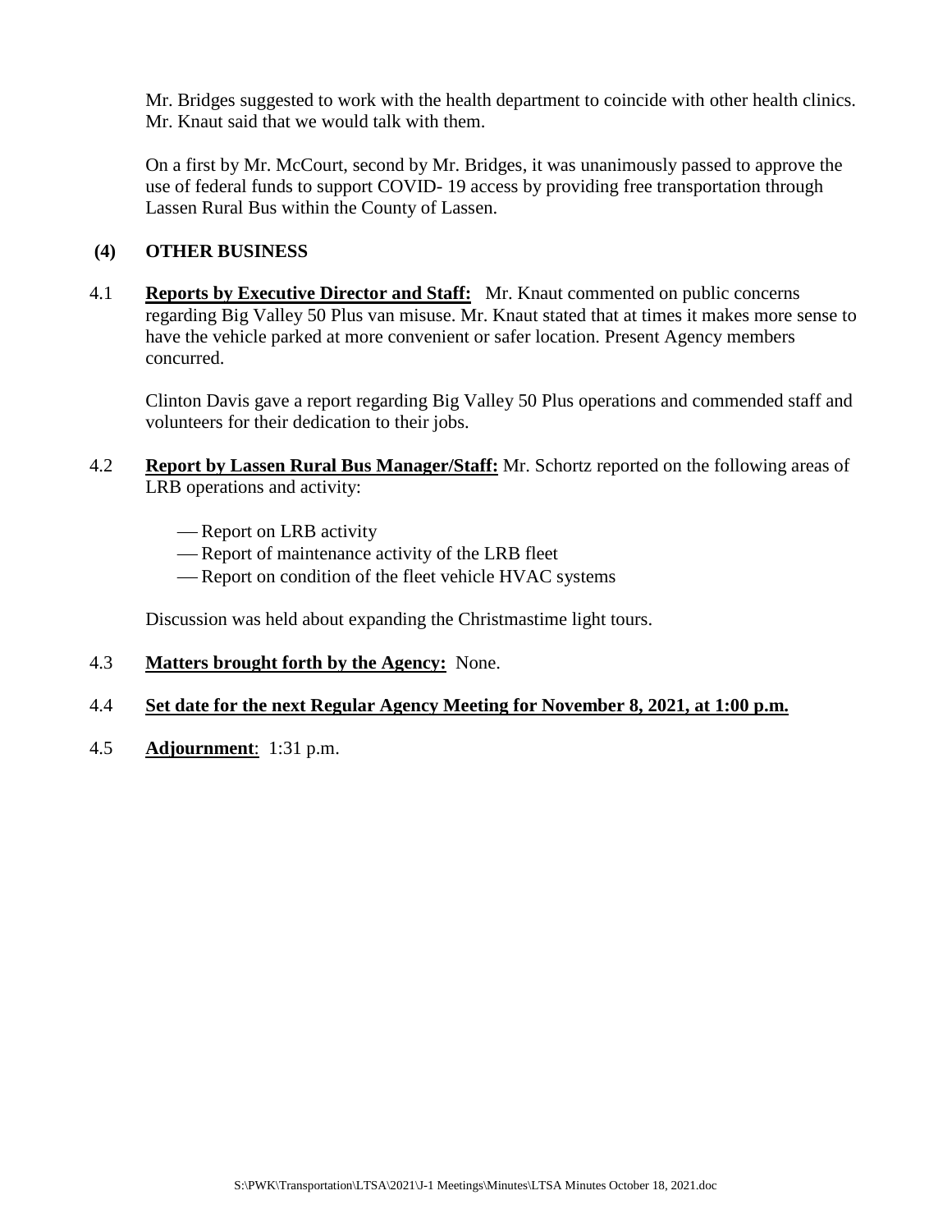Mr. Bridges suggested to work with the health department to coincide with other health clinics. Mr. Knaut said that we would talk with them.

On a first by Mr. McCourt, second by Mr. Bridges, it was unanimously passed to approve the use of federal funds to support COVID- 19 access by providing free transportation through Lassen Rural Bus within the County of Lassen.

## (4) OTHER BUSINESS

4.1 **Reports by Executive Director and Staff:** Mr. Knaut commented on public concerns regarding Big Valley 50 Plus van misuse. Mr. Knaut stated that at times it makes more sense to have the vehicle parked at more convenient or safer location. Present Agency members concurred.

Clinton Davis gave a report regarding Big Valley 50 Plus operations and commended staff and volunteers for their dedication to their jobs.

4.2 **Report by Lassen Rural Bus Manager/Staff:** Mr. Schortz reported on the following areas of LRB operations and activity:

- Report on LRB activity
- Report of maintenance activity of the LRB fleet
- Report on condition of the fleet vehicle HVAC systems

Discussion was held about expanding the Christmastime light tours.

4.3 **Matters brought forth by the Agency:** None.

4.4 **Set date for the next Regular Agency Meeting for November 8, 2021, at 1:00 p.m.**

4.5 **Adjournment**: 1:31 p.m.

S:\PWK\Transportation\LTSA\2021\J-1 Meetings\Minutes\LTSA Minutes October 18, 2021.doc